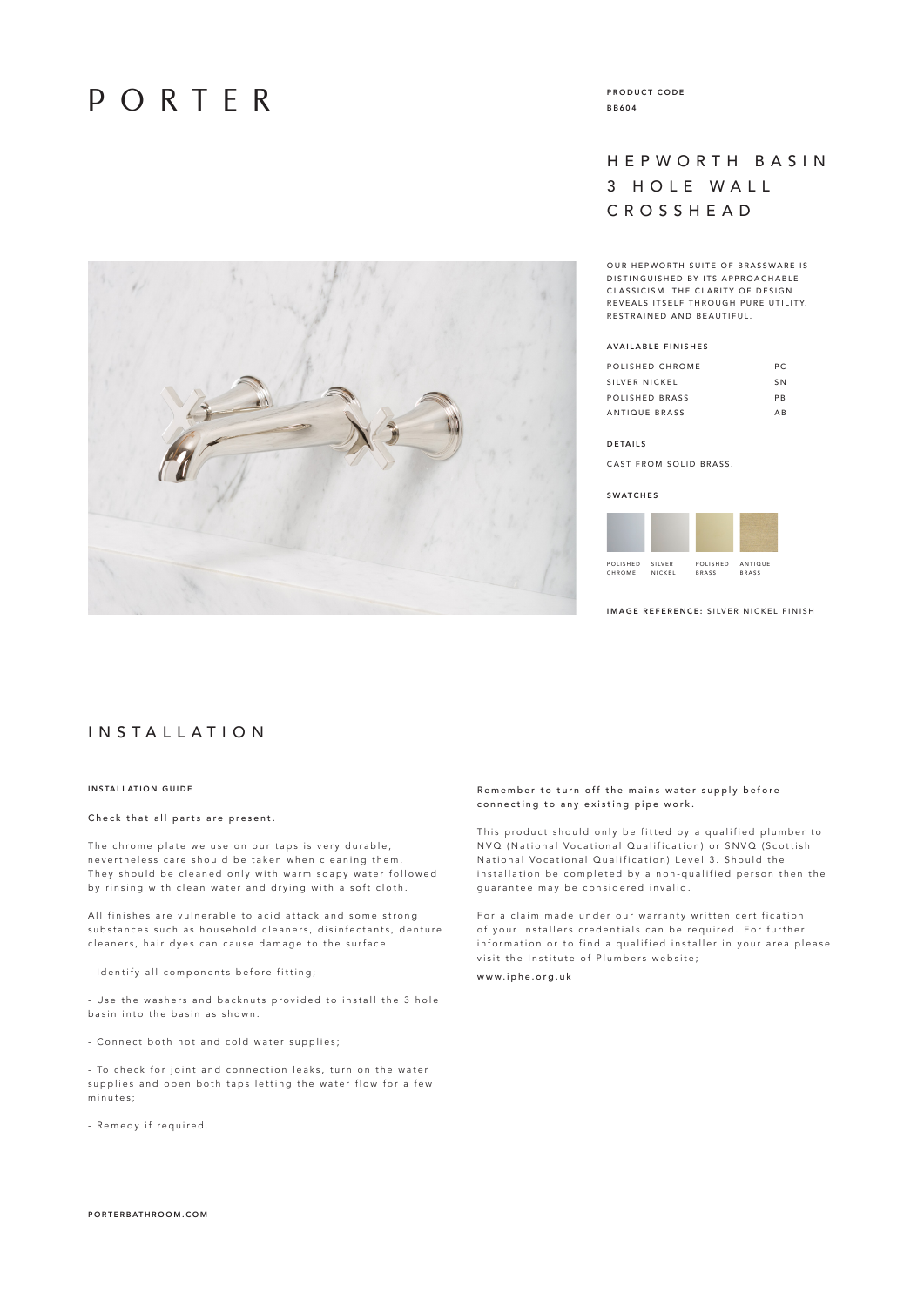# PORTER

PRODUCT CODE
BB604

## HEPWORTH BASIN 3 HOLE WALL CROSSHEAD

OUR HEPWORTH SUITE OF BRASSWARE IS DISTINGUISHED BY ITS APPROACHABLE CLASSICISM. THE CLARITY OF DESIGN REVEALS ITSELF THROUGH PURE UTILITY. RESTRAINED AND BEAUTIFUL.

### AVAILABLE FINISHES

| | |
|---|---|
| POLISHED CHROME | PC |
| SILVER NICKEL | SN |
| POLISHED BRASS | PB |
| ANTIQUE BRASS | AB |

### DETAILS

CAST FROM SOLID BRASS.

### SWATCHES

POLISHED CHROME | SILVER NICKEL | POLISHED BRASS | ANTIQUE BRASS

**IMAGE REFERENCE:** SILVER NICKEL FINISH

## INSTALLATION

### INSTALLATION GUIDE

Check that all parts are present.

The chrome plate we use on our taps is very durable, nevertheless care should be taken when cleaning them. They should be cleaned only with warm soapy water followed by rinsing with clean water and drying with a soft cloth.

All finishes are vulnerable to acid attack and some strong substances such as household cleaners, disinfectants, denture cleaners, hair dyes can cause damage to the surface.

- Identify all components before fitting;

- Use the washers and backnuts provided to install the 3 hole basin into the basin as shown.

- Connect both hot and cold water supplies;

- To check for joint and connection leaks, turn on the water supplies and open both taps letting the water flow for a few minutes;

- Remedy if required.

Remember to turn off the mains water supply before connecting to any existing pipe work.

This product should only be fitted by a qualified plumber to NVQ (National Vocational Qualification) or SNVQ (Scottish National Vocational Qualification) Level 3. Should the installation be completed by a non-qualified person then the guarantee may be considered invalid.

For a claim made under our warranty written certification of your installers credentials can be required. For further information or to find a qualified installer in your area please visit the Institute of Plumbers website;

www.iphe.org.uk

PORTERBATHROOM.COM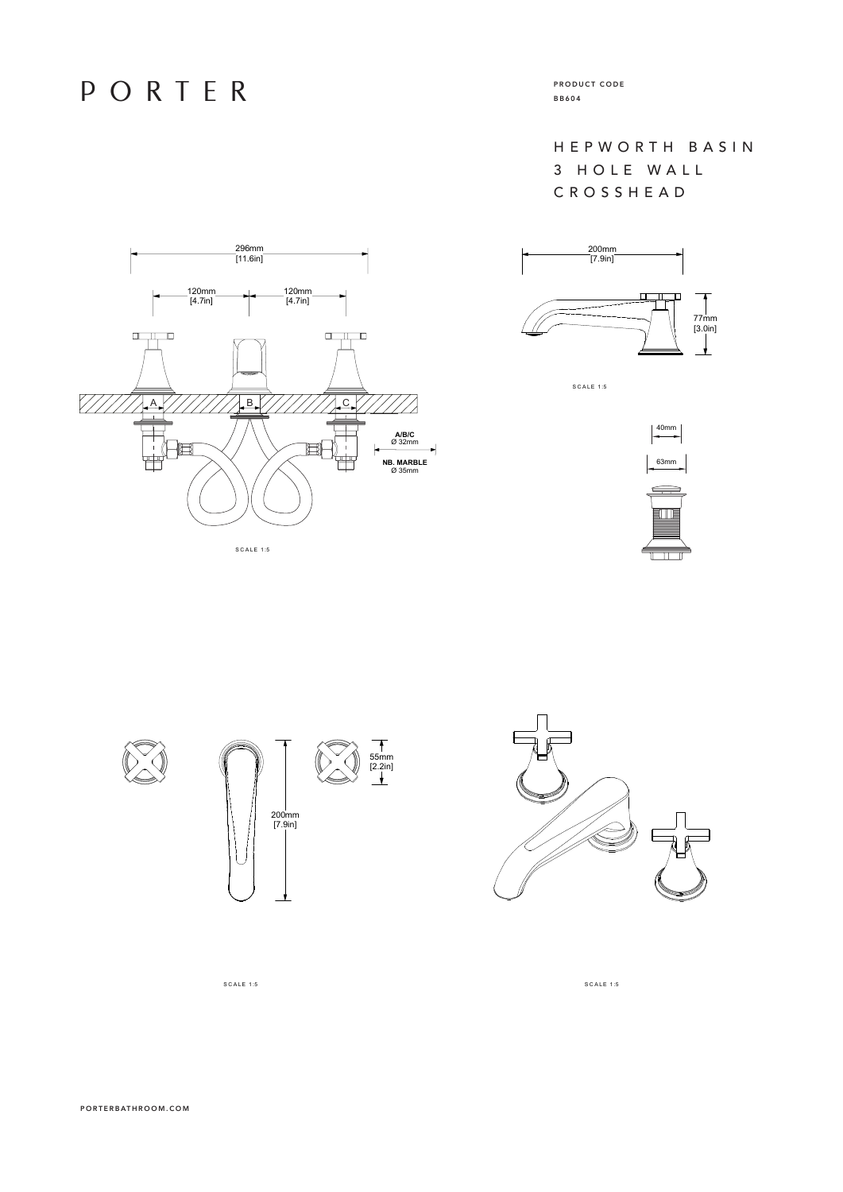# PORTER

PRODUCT CODE
BB604

## HEPWORTH BASIN 3 HOLE WALL CROSSHEAD

296mm
[11.6in]

120mm
[4.7in]

120mm
[4.7in]

A

B

C

A/B/C
Ø 32mm

NB. MARBLE
Ø 35mm

SCALE 1:5

200mm
[7.9in]

77mm
[3.0in]

SCALE 1:5

40mm

63mm

55mm
[2.2in]

200mm
[7.9in]

SCALE 1:5

SCALE 1:5

PORTERBATHROOM.COM